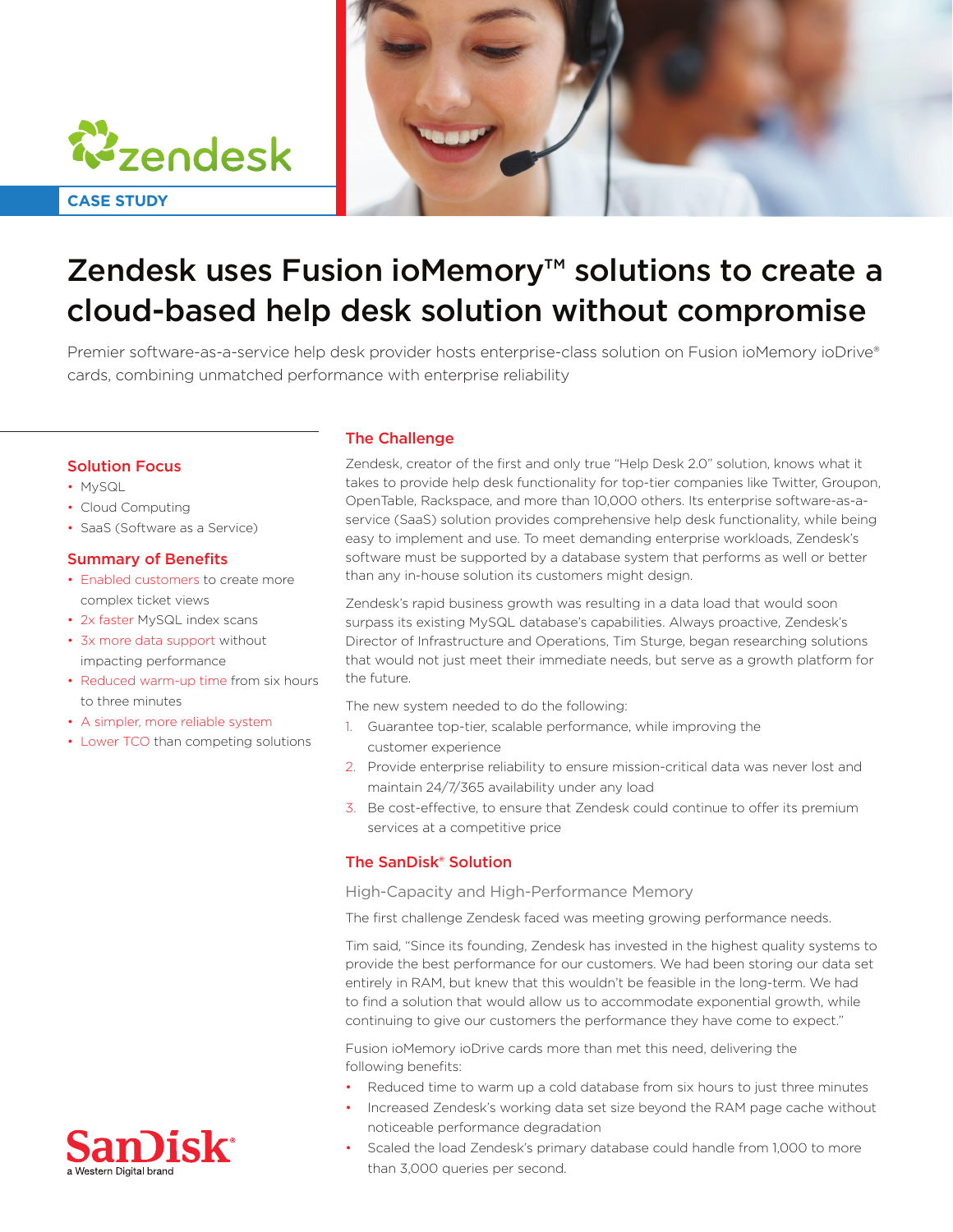zendesk

CASE STUDY

# Zendesk uses Fusion ioMemory™ solutions to create a cloud-based help desk solution without compromise

Premier software-as-a-service help desk provider hosts enterprise-class solution on Fusion ioMemory ioDrive® cards, combining unmatched performance with enterprise reliability

### Solution Focus

- MySQL
- Cloud Computing
- SaaS (Software as a Service)

### Summary of Benefits

- Enabled customers to create more complex ticket views
- 2x faster MySQL index scans
- 3x more data support without impacting performance
- Reduced warm-up time from six hours to three minutes
- A simpler, more reliable system
- Lower TCO than competing solutions

## The Challenge

Zendesk, creator of the first and only true "Help Desk 2.0" solution, knows what it takes to provide help desk functionality for top-tier companies like Twitter, Groupon, OpenTable, Rackspace, and more than 10,000 others. Its enterprise software-as-a-service (SaaS) solution provides comprehensive help desk functionality, while being easy to implement and use. To meet demanding enterprise workloads, Zendesk's software must be supported by a database system that performs as well or better than any in-house solution its customers might design.

Zendesk's rapid business growth was resulting in a data load that would soon surpass its existing MySQL database's capabilities. Always proactive, Zendesk's Director of Infrastructure and Operations, Tim Sturge, began researching solutions that would not just meet their immediate needs, but serve as a growth platform for the future.

The new system needed to do the following:

1. Guarantee top-tier, scalable performance, while improving the customer experience
2. Provide enterprise reliability to ensure mission-critical data was never lost and maintain 24/7/365 availability under any load
3. Be cost-effective, to ensure that Zendesk could continue to offer its premium services at a competitive price

## The SanDisk® Solution

### High-Capacity and High-Performance Memory

The first challenge Zendesk faced was meeting growing performance needs.

Tim said, "Since its founding, Zendesk has invested in the highest quality systems to provide the best performance for our customers. We had been storing our data set entirely in RAM, but knew that this wouldn't be feasible in the long-term. We had to find a solution that would allow us to accommodate exponential growth, while continuing to give our customers the performance they have come to expect."

Fusion ioMemory ioDrive cards more than met this need, delivering the following benefits:

- Reduced time to warm up a cold database from six hours to just three minutes
- Increased Zendesk's working data set size beyond the RAM page cache without noticeable performance degradation
- Scaled the load Zendesk's primary database could handle from 1,000 to more than 3,000 queries per second.

SanDisk®
a Western Digital brand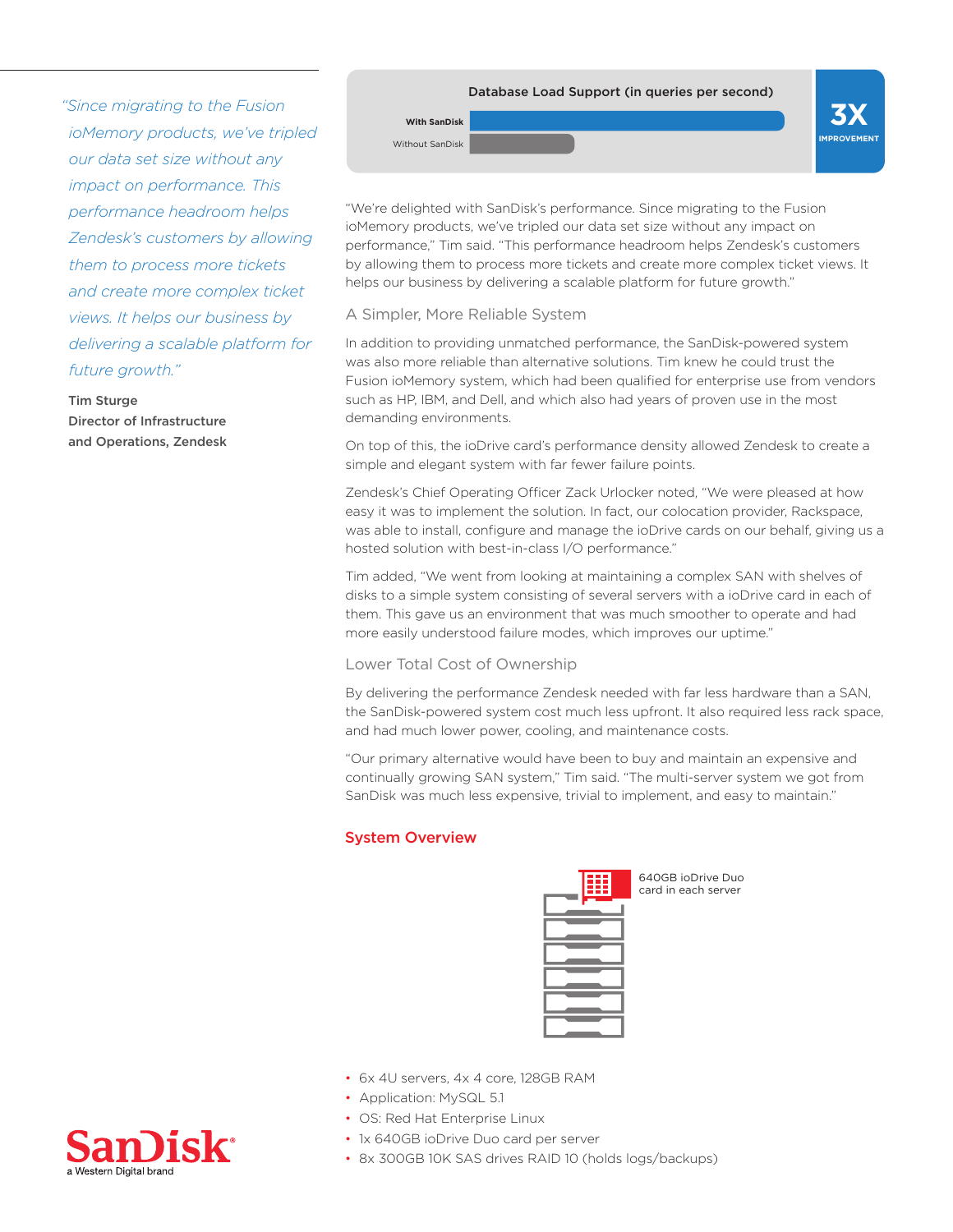*"Since migrating to the Fusion ioMemory products, we've tripled our data set size without any impact on performance. This performance headroom helps Zendesk's customers by allowing them to process more tickets and create more complex ticket views. It helps our business by delivering a scalable platform for future growth."*

**Tim Sturge**
**Director of Infrastructure and Operations, Zendesk**

**Database Load Support (in queries per second)**

**With SanDisk**

Without SanDisk

**3X**
**IMPROVEMENT**

"We're delighted with SanDisk's performance. Since migrating to the Fusion ioMemory products, we've tripled our data set size without any impact on performance," Tim said. "This performance headroom helps Zendesk's customers by allowing them to process more tickets and create more complex ticket views. It helps our business by delivering a scalable platform for future growth."

## A Simpler, More Reliable System

In addition to providing unmatched performance, the SanDisk-powered system was also more reliable than alternative solutions. Tim knew he could trust the Fusion ioMemory system, which had been qualified for enterprise use from vendors such as HP, IBM, and Dell, and which also had years of proven use in the most demanding environments.

On top of this, the ioDrive card's performance density allowed Zendesk to create a simple and elegant system with far fewer failure points.

Zendesk's Chief Operating Officer Zack Urlocker noted, "We were pleased at how easy it was to implement the solution. In fact, our colocation provider, Rackspace, was able to install, configure and manage the ioDrive cards on our behalf, giving us a hosted solution with best-in-class I/O performance."

Tim added, "We went from looking at maintaining a complex SAN with shelves of disks to a simple system consisting of several servers with a ioDrive card in each of them. This gave us an environment that was much smoother to operate and had more easily understood failure modes, which improves our uptime."

## Lower Total Cost of Ownership

By delivering the performance Zendesk needed with far less hardware than a SAN, the SanDisk-powered system cost much less upfront. It also required less rack space, and had much lower power, cooling, and maintenance costs.

"Our primary alternative would have been to buy and maintain an expensive and continually growing SAN system," Tim said. "The multi-server system we got from SanDisk was much less expensive, trivial to implement, and easy to maintain."

## System Overview

640GB ioDrive Duo card in each server

- 6x 4U servers, 4x 4 core, 128GB RAM
- Application: MySQL 5.1
- OS: Red Hat Enterprise Linux
- 1x 640GB ioDrive Duo card per server
- 8x 300GB 10K SAS drives RAID 10 (holds logs/backups)

SanDisk® a Western Digital brand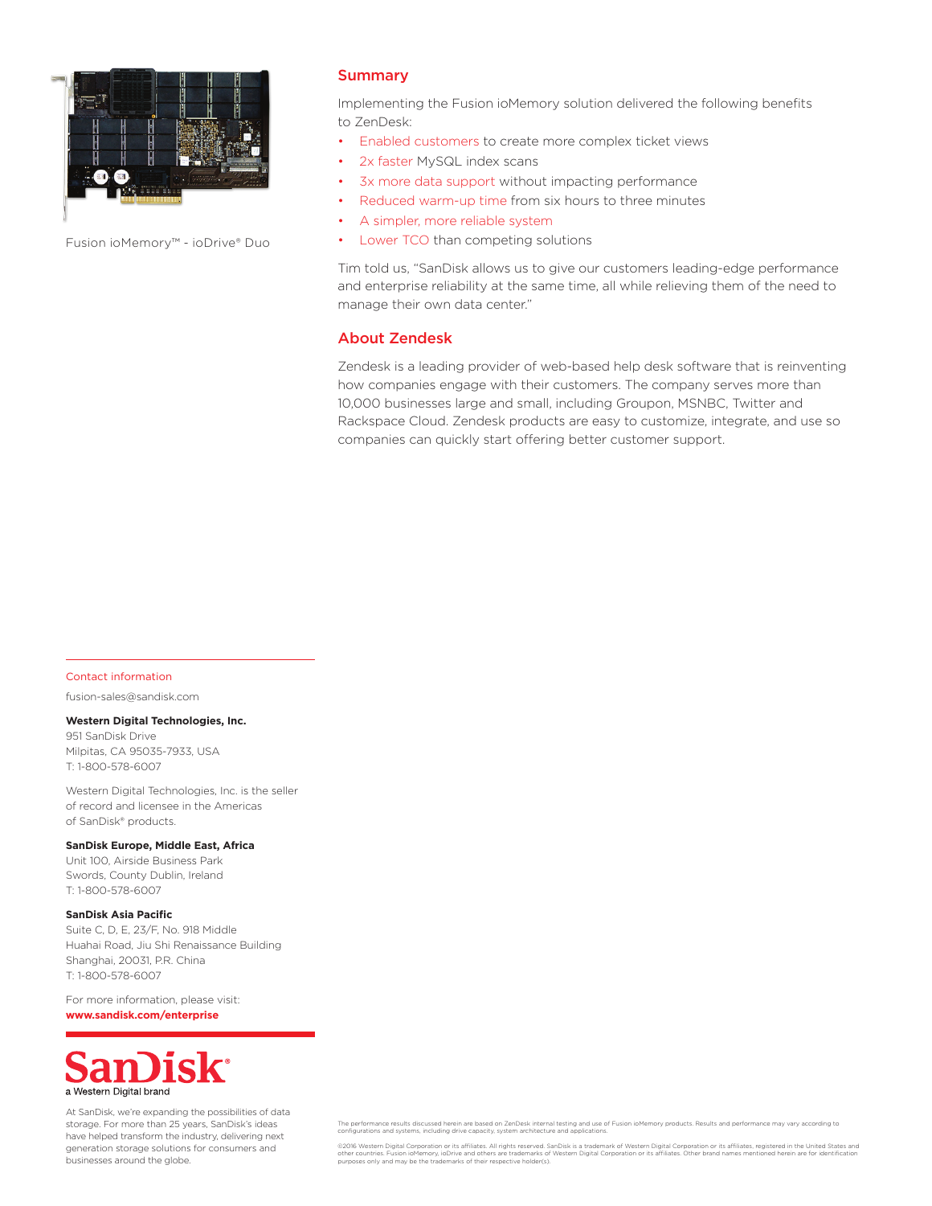Fusion ioMemory™ - ioDrive® Duo

## Summary

Implementing the Fusion ioMemory solution delivered the following benefits to ZenDesk:

- Enabled customers to create more complex ticket views
- 2x faster MySQL index scans
- 3x more data support without impacting performance
- Reduced warm-up time from six hours to three minutes
- A simpler, more reliable system
- Lower TCO than competing solutions

Tim told us, "SanDisk allows us to give our customers leading-edge performance and enterprise reliability at the same time, all while relieving them of the need to manage their own data center."

## About Zendesk

Zendesk is a leading provider of web-based help desk software that is reinventing how companies engage with their customers. The company serves more than 10,000 businesses large and small, including Groupon, MSNBC, Twitter and Rackspace Cloud. Zendesk products are easy to customize, integrate, and use so companies can quickly start offering better customer support.

Contact information

fusion-sales@sandisk.com

**Western Digital Technologies, Inc.**
951 SanDisk Drive
Milpitas, CA 95035-7933, USA
T: 1-800-578-6007

Western Digital Technologies, Inc. is the seller of record and licensee in the Americas of SanDisk® products.

**SanDisk Europe, Middle East, Africa**
Unit 100, Airside Business Park
Swords, County Dublin, Ireland
T: 1-800-578-6007

**SanDisk Asia Pacific**
Suite C, D, E, 23/F, No. 918 Middle
Huahai Road, Jiu Shi Renaissance Building
Shanghai, 20031, P.R. China
T: 1-800-578-6007

For more information, please visit:
**www.sandisk.com/enterprise**

SanDisk®
a Western Digital brand

At SanDisk, we're expanding the possibilities of data storage. For more than 25 years, SanDisk's ideas have helped transform the industry, delivering next generation storage solutions for consumers and businesses around the globe.

The performance results discussed herein are based on ZenDesk internal testing and use of Fusion ioMemory products. Results and performance may vary according to configurations and systems, including drive capacity, system architecture and applications.

©2016 Western Digital Corporation or its affiliates. All rights reserved. SanDisk is a trademark of Western Digital Corporation or its affiliates, registered in the United States and other countries. Fusion ioMemory, ioDrive and others are trademarks of Western Digital Corporation or its affiliates. Other brand names mentioned herein are for identification purposes only and may be the trademarks of their respective holder(s).